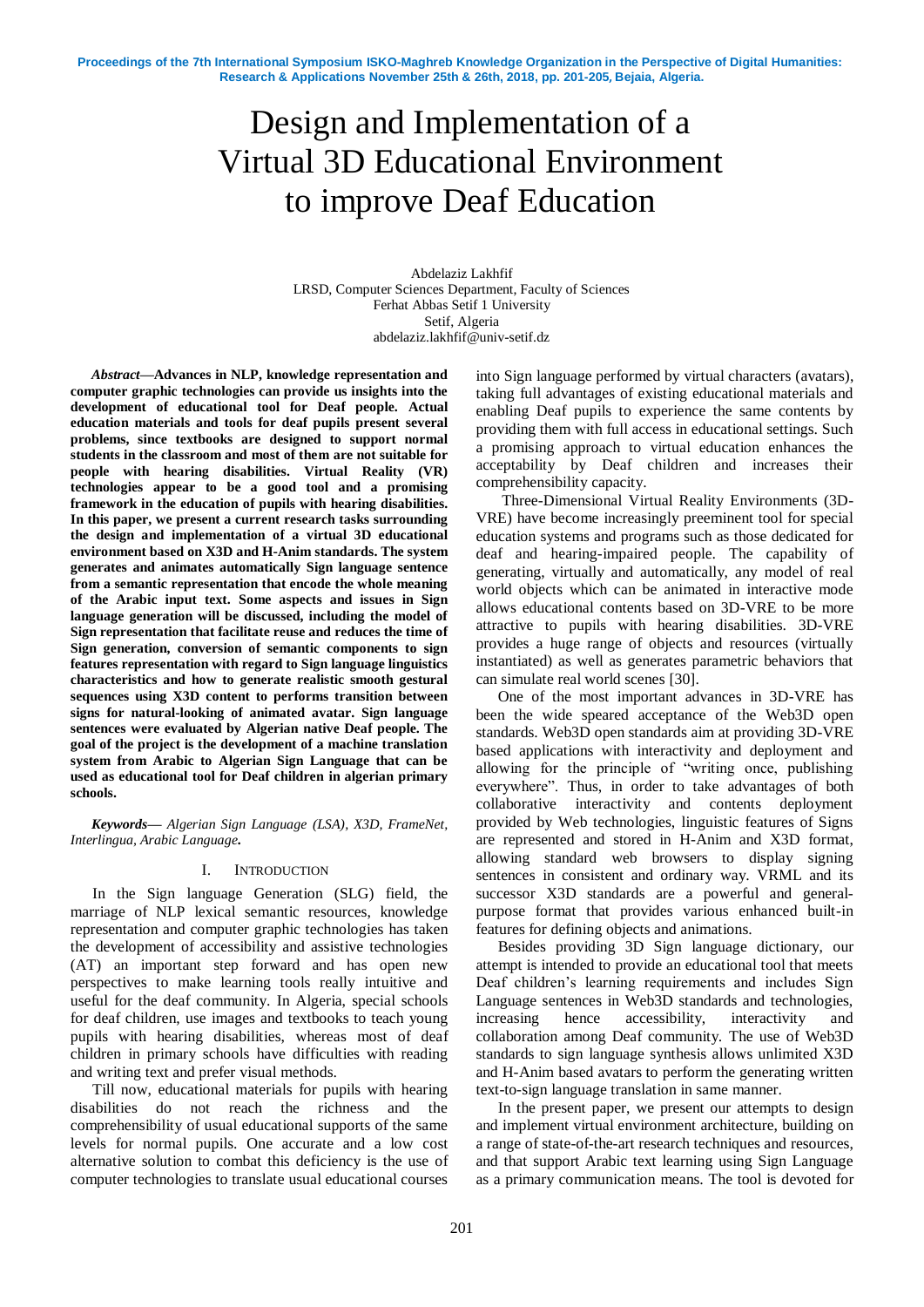# Design and Implementation of a Virtual 3D Educational Environment to improve Deaf Education

Abdelaziz Lakhfif
LRSD, Computer Sciences Department, Faculty of Sciences
Ferhat Abbas Setif 1 University
Setif, Algeria
abdelaziz.lakhfif@univ-setif.dz

***Abstract*—Advances in NLP, knowledge representation and computer graphic technologies can provide us insights into the development of educational tool for Deaf people. Actual education materials and tools for deaf pupils present several problems, since textbooks are designed to support normal students in the classroom and most of them are not suitable for people with hearing disabilities. Virtual Reality (VR) technologies appear to be a good tool and a promising framework in the education of pupils with hearing disabilities. In this paper, we present a current research tasks surrounding the design and implementation of a virtual 3D educational environment based on X3D and H-Anim standards. The system generates and animates automatically Sign language sentence from a semantic representation that encode the whole meaning of the Arabic input text. Some aspects and issues in Sign language generation will be discussed, including the model of Sign representation that facilitate reuse and reduces the time of Sign generation, conversion of semantic components to sign features representation with regard to Sign language linguistics characteristics and how to generate realistic smooth gestural sequences using X3D content to performs transition between signs for natural-looking of animated avatar. Sign language sentences were evaluated by Algerian native Deaf people. The goal of the project is the development of a machine translation system from Arabic to Algerian Sign Language that can be used as educational tool for Deaf children in algerian primary schools.**

***Keywords*—** *Algerian Sign Language (LSA), X3D, FrameNet, Interlingua, Arabic Language.*

## I. Introduction

In the Sign language Generation (SLG) field, the marriage of NLP lexical semantic resources, knowledge representation and computer graphic technologies has taken the development of accessibility and assistive technologies (AT) an important step forward and has open new perspectives to make learning tools really intuitive and useful for the deaf community. In Algeria, special schools for deaf children, use images and textbooks to teach young pupils with hearing disabilities, whereas most of deaf children in primary schools have difficulties with reading and writing text and prefer visual methods.

Till now, educational materials for pupils with hearing disabilities do not reach the richness and the comprehensibility of usual educational supports of the same levels for normal pupils. One accurate and a low cost alternative solution to combat this deficiency is the use of computer technologies to translate usual educational courses into Sign language performed by virtual characters (avatars), taking full advantages of existing educational materials and enabling Deaf pupils to experience the same contents by providing them with full access in educational settings. Such a promising approach to virtual education enhances the acceptability by Deaf children and increases their comprehensibility capacity.

Three-Dimensional Virtual Reality Environments (3D-VRE) have become increasingly preeminent tool for special education systems and programs such as those dedicated for deaf and hearing-impaired people. The capability of generating, virtually and automatically, any model of real world objects which can be animated in interactive mode allows educational contents based on 3D-VRE to be more attractive to pupils with hearing disabilities. 3D-VRE provides a huge range of objects and resources (virtually instantiated) as well as generates parametric behaviors that can simulate real world scenes [30].

One of the most important advances in 3D-VRE has been the wide speared acceptance of the Web3D open standards. Web3D open standards aim at providing 3D-VRE based applications with interactivity and deployment and allowing for the principle of "writing once, publishing everywhere". Thus, in order to take advantages of both collaborative interactivity and contents deployment provided by Web technologies, linguistic features of Signs are represented and stored in H-Anim and X3D format, allowing standard web browsers to display signing sentences in consistent and ordinary way. VRML and its successor X3D standards are a powerful and general-purpose format that provides various enhanced built-in features for defining objects and animations.

Besides providing 3D Sign language dictionary, our attempt is intended to provide an educational tool that meets Deaf children's learning requirements and includes Sign Language sentences in Web3D standards and technologies, increasing hence accessibility, interactivity and collaboration among Deaf community. The use of Web3D standards to sign language synthesis allows unlimited X3D and H-Anim based avatars to perform the generating written text-to-sign language translation in same manner.

In the present paper, we present our attempts to design and implement virtual environment architecture, building on a range of state-of-the-art research techniques and resources, and that support Arabic text learning using Sign Language as a primary communication means. The tool is devoted for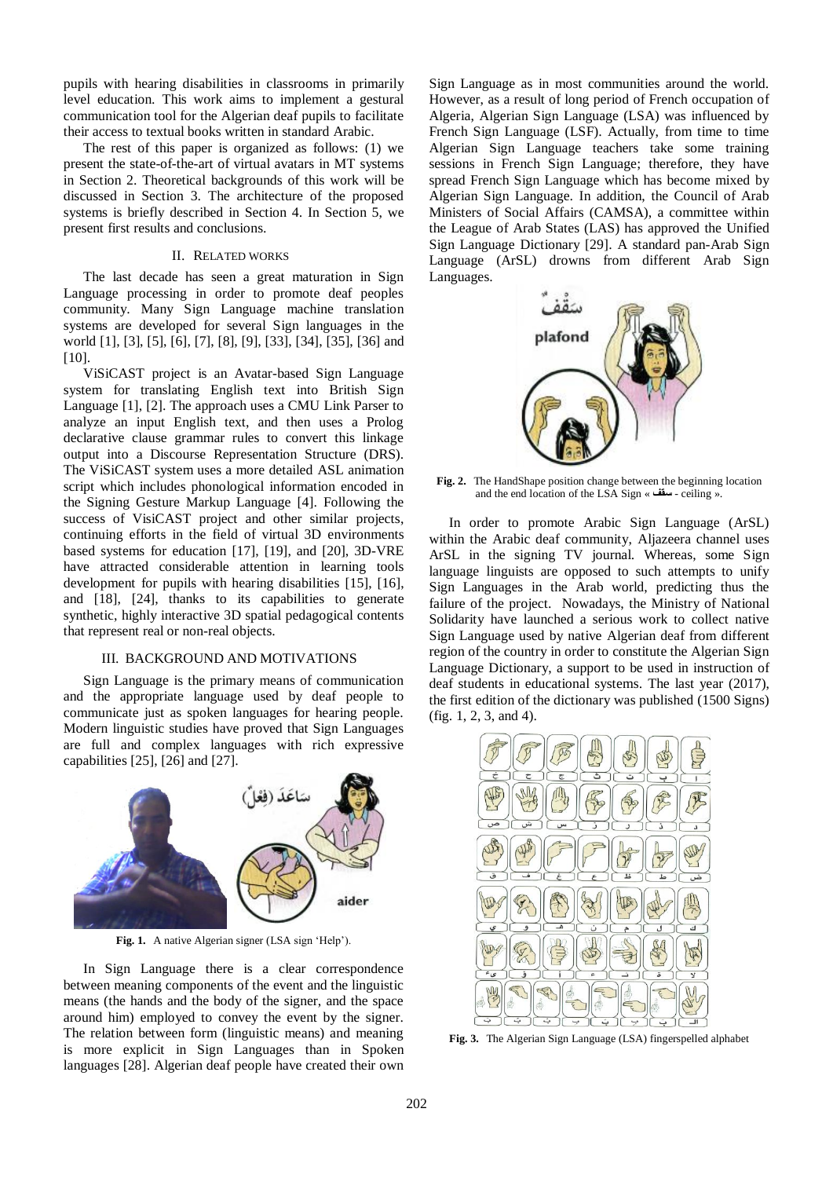pupils with hearing disabilities in classrooms in primarily level education. This work aims to implement a gestural communication tool for the Algerian deaf pupils to facilitate their access to textual books written in standard Arabic.

The rest of this paper is organized as follows: (1) we present the state-of-the-art of virtual avatars in MT systems in Section 2. Theoretical backgrounds of this work will be discussed in Section 3. The architecture of the proposed systems is briefly described in Section 4. In Section 5, we present first results and conclusions.

## II. Related Works

The last decade has seen a great maturation in Sign Language processing in order to promote deaf peoples community. Many Sign Language machine translation systems are developed for several Sign languages in the world [1], [3], [5], [6], [7], [8], [9], [33], [34], [35], [36] and [10].

ViSiCAST project is an Avatar-based Sign Language system for translating English text into British Sign Language [1], [2]. The approach uses a CMU Link Parser to analyze an input English text, and then uses a Prolog declarative clause grammar rules to convert this linkage output into a Discourse Representation Structure (DRS). The ViSiCAST system uses a more detailed ASL animation script which includes phonological information encoded in the Signing Gesture Markup Language [4]. Following the success of VisiCAST project and other similar projects, continuing efforts in the field of virtual 3D environments based systems for education [17], [19], and [20], 3D-VRE have attracted considerable attention in learning tools development for pupils with hearing disabilities [15], [16], and [18], [24], thanks to its capabilities to generate synthetic, highly interactive 3D spatial pedagogical contents that represent real or non-real objects.

## III. Background and Motivations

Sign Language is the primary means of communication and the appropriate language used by deaf people to communicate just as spoken languages for hearing people. Modern linguistic studies have proved that Sign Languages are full and complex languages with rich expressive capabilities [25], [26] and [27].

**Fig. 1.** A native Algerian signer (LSA sign 'Help').

In Sign Language there is a clear correspondence between meaning components of the event and the linguistic means (the hands and the body of the signer, and the space around him) employed to convey the event by the signer. The relation between form (linguistic means) and meaning is more explicit in Sign Languages than in Spoken languages [28]. Algerian deaf people have created their own Sign Language as in most communities around the world. However, as a result of long period of French occupation of Algeria, Algerian Sign Language (LSA) was influenced by French Sign Language (LSF). Actually, from time to time Algerian Sign Language teachers take some training sessions in French Sign Language; therefore, they have spread French Sign Language which has become mixed by Algerian Sign Language. In addition, the Council of Arab Ministers of Social Affairs (CAMSA), a committee within the League of Arab States (LAS) has approved the Unified Sign Language Dictionary [29]. A standard pan-Arab Sign Language (ArSL) drowns from different Arab Sign Languages.

**Fig. 2.** The HandShape position change between the beginning location and the end location of the LSA Sign « سقف - ceiling ».

In order to promote Arabic Sign Language (ArSL) within the Arabic deaf community, Aljazeera channel uses ArSL in the signing TV journal. Whereas, some Sign language linguists are opposed to such attempts to unify Sign Languages in the Arab world, predicting thus the failure of the project. Nowadays, the Ministry of National Solidarity have launched a serious work to collect native Sign Language used by native Algerian deaf from different region of the country in order to constitute the Algerian Sign Language Dictionary, a support to be used in instruction of deaf students in educational systems. The last year (2017), the first edition of the dictionary was published (1500 Signs) (fig. 1, 2, 3, and 4).

**Fig. 3.** The Algerian Sign Language (LSA) fingerspelled alphabet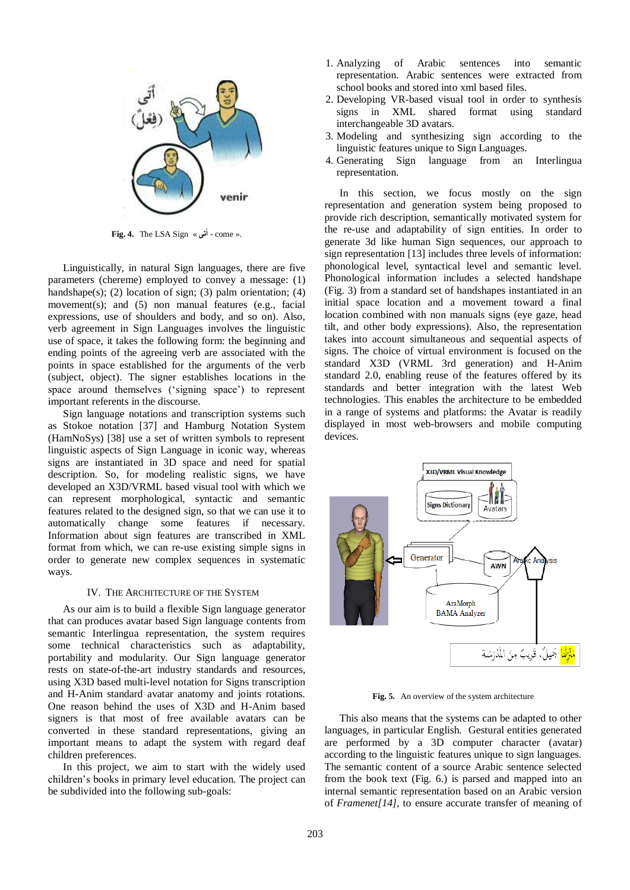Fig. 4. The LSA Sign « أتى - come ».

Linguistically, in natural Sign languages, there are five parameters (chereme) employed to convey a message: (1) handshape(s); (2) location of sign; (3) palm orientation; (4) movement(s); and (5) non manual features (e.g., facial expressions, use of shoulders and body, and so on). Also, verb agreement in Sign Languages involves the linguistic use of space, it takes the following form: the beginning and ending points of the agreeing verb are associated with the points in space established for the arguments of the verb (subject, object). The signer establishes locations in the space around themselves ('signing space') to represent important referents in the discourse.

Sign language notations and transcription systems such as Stokoe notation [37] and Hamburg Notation System (HamNoSys) [38] use a set of written symbols to represent linguistic aspects of Sign Language in iconic way, whereas signs are instantiated in 3D space and need for spatial description. So, for modeling realistic signs, we have developed an X3D/VRML based visual tool with which we can represent morphological, syntactic and semantic features related to the designed sign, so that we can use it to automatically change some features if necessary. Information about sign features are transcribed in XML format from which, we can re-use existing simple signs in order to generate new complex sequences in systematic ways.

## IV. The Architecture of the System

As our aim is to build a flexible Sign language generator that can produces avatar based Sign language contents from semantic Interlingua representation, the system requires some technical characteristics such as adaptability, portability and modularity. Our Sign language generator rests on state-of-the-art industry standards and resources, using X3D based multi-level notation for Signs transcription and H-Anim standard avatar anatomy and joints rotations. One reason behind the uses of X3D and H-Anim based signers is that most of free available avatars can be converted in these standard representations, giving an important means to adapt the system with regard deaf children preferences.

In this project, we aim to start with the widely used children's books in primary level education. The project can be subdivided into the following sub-goals:

1. Analyzing of Arabic sentences into semantic representation. Arabic sentences were extracted from school books and stored into xml based files.
2. Developing VR-based visual tool in order to synthesis signs in XML shared format using standard interchangeable 3D avatars.
3. Modeling and synthesizing sign according to the linguistic features unique to Sign Languages.
4. Generating Sign language from an Interlingua representation.

In this section, we focus mostly on the sign representation and generation system being proposed to provide rich description, semantically motivated system for the re-use and adaptability of sign entities. In order to generate 3d like human Sign sequences, our approach to sign representation [13] includes three levels of information: phonological level, syntactical level and semantic level. Phonological information includes a selected handshape (Fig. 3) from a standard set of handshapes instantiated in an initial space location and a movement toward a final location combined with non manuals signs (eye gaze, head tilt, and other body expressions). Also, the representation takes into account simultaneous and sequential aspects of signs. The choice of virtual environment is focused on the standard X3D (VRML 3rd generation) and H-Anim standard 2.0, enabling reuse of the features offered by its standards and better integration with the latest Web technologies. This enables the architecture to be embedded in a range of systems and platforms: the Avatar is readily displayed in most web-browsers and mobile computing devices.

Fig. 5. An overview of the system architecture

This also means that the systems can be adapted to other languages, in particular English. Gestural entities generated are performed by a 3D computer character (avatar) according to the linguistic features unique to sign languages. The semantic content of a source Arabic sentence selected from the book text (Fig. 6.) is parsed and mapped into an internal semantic representation based on an Arabic version of *Framenet[14]*, to ensure accurate transfer of meaning of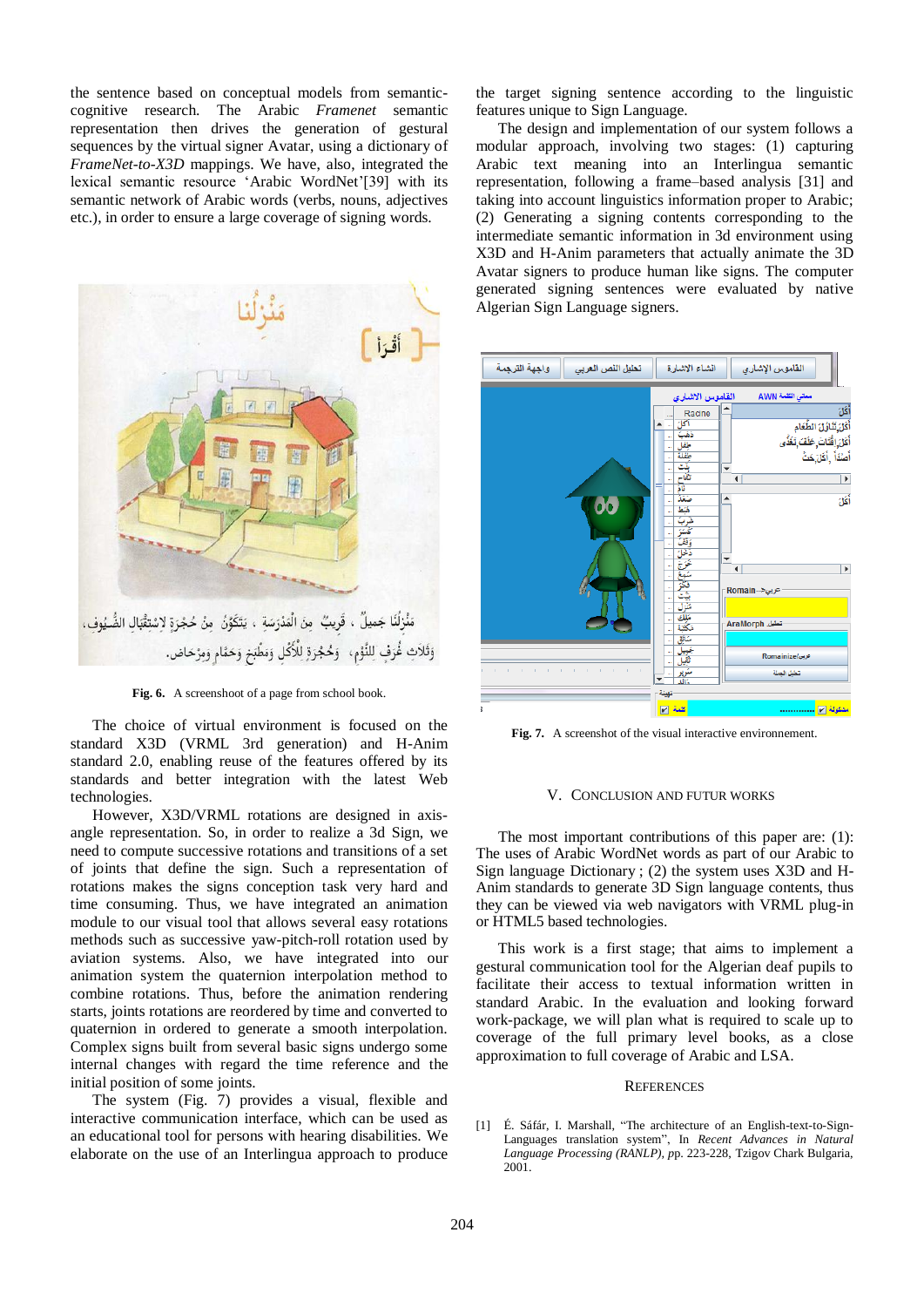the sentence based on conceptual models from semantic-cognitive research. The Arabic *Framenet* semantic representation then drives the generation of gestural sequences by the virtual signer Avatar, using a dictionary of *FrameNet-to-X3D* mappings. We have, also, integrated the lexical semantic resource 'Arabic WordNet'[39] with its semantic network of Arabic words (verbs, nouns, adjectives etc.), in order to ensure a large coverage of signing words.

**Fig. 6.** A screenshoot of a page from school book.

The choice of virtual environment is focused on the standard X3D (VRML 3rd generation) and H-Anim standard 2.0, enabling reuse of the features offered by its standards and better integration with the latest Web technologies.

However, X3D/VRML rotations are designed in axis-angle representation. So, in order to realize a 3d Sign, we need to compute successive rotations and transitions of a set of joints that define the sign. Such a representation of rotations makes the signs conception task very hard and time consuming. Thus, we have integrated an animation module to our visual tool that allows several easy rotations methods such as successive yaw-pitch-roll rotation used by aviation systems. Also, we have integrated into our animation system the quaternion interpolation method to combine rotations. Thus, before the animation rendering starts, joints rotations are reordered by time and converted to quaternion in ordered to generate a smooth interpolation. Complex signs built from several basic signs undergo some internal changes with regard the time reference and the initial position of some joints.

The system (Fig. 7) provides a visual, flexible and interactive communication interface, which can be used as an educational tool for persons with hearing disabilities. We elaborate on the use of an Interlingua approach to produce the target signing sentence according to the linguistic features unique to Sign Language.

The design and implementation of our system follows a modular approach, involving two stages: (1) capturing Arabic text meaning into an Interlingua semantic representation, following a frame–based analysis [31] and taking into account linguistics information proper to Arabic; (2) Generating a signing contents corresponding to the intermediate semantic information in 3d environment using X3D and H-Anim parameters that actually animate the 3D Avatar signers to produce human like signs. The computer generated signing sentences were evaluated by native Algerian Sign Language signers.

**Fig. 7.** A screenshot of the visual interactive environnement.

## V. Conclusion and Futur Works

The most important contributions of this paper are: (1): The uses of Arabic WordNet words as part of our Arabic to Sign language Dictionary ; (2) the system uses X3D and H-Anim standards to generate 3D Sign language contents, thus they can be viewed via web navigators with VRML plug-in or HTML5 based technologies.

This work is a first stage; that aims to implement a gestural communication tool for the Algerian deaf pupils to facilitate their access to textual information written in standard Arabic. In the evaluation and looking forward work-package, we will plan what is required to scale up to coverage of the full primary level books, as a close approximation to full coverage of Arabic and LSA.

## References

[1] É. Sáfár, I. Marshall, "The architecture of an English-text-to-Sign-Languages translation system", In *Recent Advances in Natural Language Processing (RANLP)*, pp. 223-228, Tzigov Chark Bulgaria, 2001.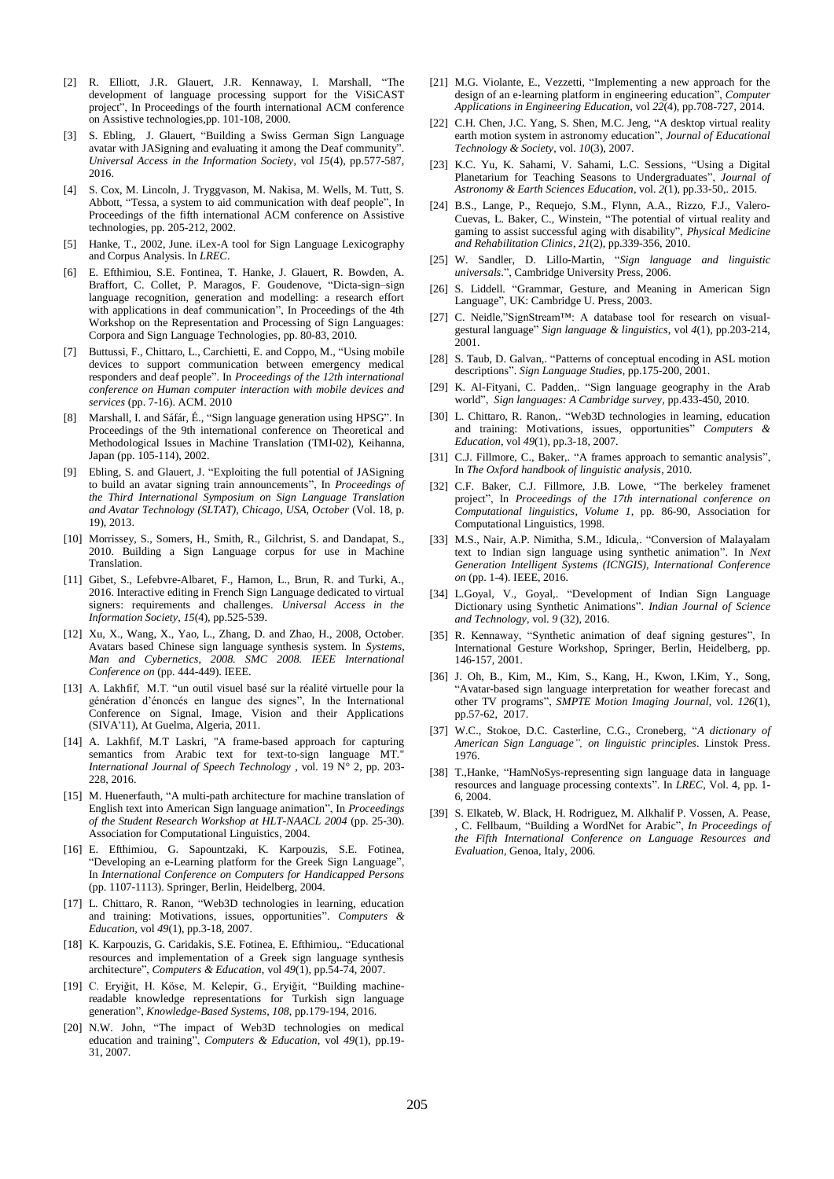[2] R. Elliott, J.R. Glauert, J.R. Kennaway, I. Marshall, "The development of language processing support for the ViSiCAST project", In Proceedings of the fourth international ACM conference on Assistive technologies,pp. 101-108, 2000.

[3] S. Ebling, J. Glauert, "Building a Swiss German Sign Language avatar with JASigning and evaluating it among the Deaf community". *Universal Access in the Information Society*, vol *15*(4), pp.577-587, 2016.

[4] S. Cox, M. Lincoln, J. Tryggvason, M. Nakisa, M. Wells, M. Tutt, S. Abbott, "Tessa, a system to aid communication with deaf people", In Proceedings of the fifth international ACM conference on Assistive technologies, pp. 205-212, 2002.

[5] Hanke, T., 2002, June. iLex-A tool for Sign Language Lexicography and Corpus Analysis. In *LREC*.

[6] E. Efthimiou, S.E. Fontinea, T. Hanke, J. Glauert, R. Bowden, A. Braffort, C. Collet, P. Maragos, F. Goudenove, "Dicta-sign–sign language recognition, generation and modelling: a research effort with applications in deaf communication", In Proceedings of the 4th Workshop on the Representation and Processing of Sign Languages: Corpora and Sign Language Technologies, pp. 80-83, 2010.

[7] Buttussi, F., Chittaro, L., Carchietti, E. and Coppo, M., "Using mobile devices to support communication between emergency medical responders and deaf people". In *Proceedings of the 12th international conference on Human computer interaction with mobile devices and services* (pp. 7-16). ACM. 2010

[8] Marshall, I. and Sáfár, É., "Sign language generation using HPSG". In Proceedings of the 9th international conference on Theoretical and Methodological Issues in Machine Translation (TMI-02), Keihanna, Japan (pp. 105-114), 2002.

[9] Ebling, S. and Glauert, J. "Exploiting the full potential of JASigning to build an avatar signing train announcements", In *Proceedings of the Third International Symposium on Sign Language Translation and Avatar Technology (SLTAT), Chicago, USA, October* (Vol. 18, p. 19), 2013.

[10] Morrissey, S., Somers, H., Smith, R., Gilchrist, S. and Dandapat, S., 2010. Building a Sign Language corpus for use in Machine Translation.

[11] Gibet, S., Lefebvre-Albaret, F., Hamon, L., Brun, R. and Turki, A., 2016. Interactive editing in French Sign Language dedicated to virtual signers: requirements and challenges. *Universal Access in the Information Society*, *15*(4), pp.525-539.

[12] Xu, X., Wang, X., Yao, L., Zhang, D. and Zhao, H., 2008, October. Avatars based Chinese sign language synthesis system. In *Systems, Man and Cybernetics, 2008. SMC 2008. IEEE International Conference on* (pp. 444-449). IEEE.

[13] A. Lakhfif, M.T. "un outil visuel basé sur la réalité virtuelle pour la génération d'énoncés en langue des signes", In the International Conference on Signal, Image, Vision and their Applications (SIVA'11), At Guelma, Algeria, 2011.

[14] A. Lakhfif, M.T Laskri, "A frame-based approach for capturing semantics from Arabic text for text-to-sign language MT." *International Journal of Speech Technology* , vol. 19 N° 2, pp. 203-228, 2016.

[15] M. Huenerfauth, "A multi-path architecture for machine translation of English text into American Sign language animation", In *Proceedings of the Student Research Workshop at HLT-NAACL 2004* (pp. 25-30). Association for Computational Linguistics, 2004.

[16] E. Efthimiou, G. Sapountzaki, K. Karpouzis, S.E. Fotinea, "Developing an e-Learning platform for the Greek Sign Language", In *International Conference on Computers for Handicapped Persons* (pp. 1107-1113). Springer, Berlin, Heidelberg, 2004.

[17] L. Chittaro, R. Ranon, "Web3D technologies in learning, education and training: Motivations, issues, opportunities". *Computers & Education*, vol *49*(1), pp.3-18, 2007.

[18] K. Karpouzis, G. Caridakis, S.E. Fotinea, E. Efthimiou,. "Educational resources and implementation of a Greek sign language synthesis architecture", *Computers & Education*, vol *49*(1), pp.54-74, 2007.

[19] C. Eryiğit, H. Köse, M. Kelepir, G., Eryiğit, "Building machine-readable knowledge representations for Turkish sign language generation", *Knowledge-Based Systems*, *108*, pp.179-194, 2016.

[20] N.W. John, "The impact of Web3D technologies on medical education and training", *Computers & Education*, vol *49*(1), pp.19-31, 2007.

[21] M.G. Violante, E., Vezzetti, "Implementing a new approach for the design of an e-learning platform in engineering education", *Computer Applications in Engineering Education*, vol *22*(4), pp.708-727, 2014.

[22] C.H. Chen, J.C. Yang, S. Shen, M.C. Jeng, "A desktop virtual reality earth motion system in astronomy education", *Journal of Educational Technology & Society*, vol. *10*(3), 2007.

[23] K.C. Yu, K. Sahami, V. Sahami, L.C. Sessions, "Using a Digital Planetarium for Teaching Seasons to Undergraduates", *Journal of Astronomy & Earth Sciences Education*, vol. *2*(1), pp.33-50,. 2015.

[24] B.S., Lange, P., Requejo, S.M., Flynn, A.A., Rizzo, F.J., Valero-Cuevas, L. Baker, C., Winstein, "The potential of virtual reality and gaming to assist successful aging with disability", *Physical Medicine and Rehabilitation Clinics*, *21*(2), pp.339-356, 2010.

[25] W. Sandler, D. Lillo-Martin, "*Sign language and linguistic universals*.", Cambridge University Press, 2006.

[26] S. Liddell. "Grammar, Gesture, and Meaning in American Sign Language", UK: Cambridge U. Press, 2003.

[27] C. Neidle,"SignStream™: A database tool for research on visual-gestural language" *Sign language & linguistics*, vol *4*(1), pp.203-214, 2001.

[28] S. Taub, D. Galvan,. "Patterns of conceptual encoding in ASL motion descriptions". *Sign Language Studies*, pp.175-200, 2001.

[29] K. Al-Fityani, C. Padden,. "Sign language geography in the Arab world", *Sign languages: A Cambridge survey*, pp.433-450, 2010.

[30] L. Chittaro, R. Ranon,. "Web3D technologies in learning, education and training: Motivations, issues, opportunities" *Computers & Education*, vol *49*(1), pp.3-18, 2007.

[31] C.J. Fillmore, C., Baker,. "A frames approach to semantic analysis", In *The Oxford handbook of linguistic analysis*, 2010.

[32] C.F. Baker, C.J. Fillmore, J.B. Lowe, "The berkeley framenet project", In *Proceedings of the 17th international conference on Computational linguistics, Volume 1*, pp. 86-90, Association for Computational Linguistics, 1998.

[33] M.S., Nair, A.P. Nimitha, S.M., Idicula,. "Conversion of Malayalam text to Indian sign language using synthetic animation". In *Next Generation Intelligent Systems (ICNGIS), International Conference on* (pp. 1-4). IEEE, 2016.

[34] L.Goyal, V., Goyal,. "Development of Indian Sign Language Dictionary using Synthetic Animations". *Indian Journal of Science and Technology*, vol. *9* (32), 2016.

[35] R. Kennaway, "Synthetic animation of deaf signing gestures", In International Gesture Workshop, Springer, Berlin, Heidelberg, pp. 146-157, 2001.

[36] J. Oh, B., Kim, M., Kim, S., Kang, H., Kwon, I.Kim, Y., Song, "Avatar-based sign language interpretation for weather forecast and other TV programs", *SMPTE Motion Imaging Journal*, vol. *126*(1), pp.57-62, 2017.

[37] W.C., Stokoe, D.C. Casterline, C.G., Croneberg, "*A dictionary of American Sign Language", on linguistic principles*. Linstok Press. 1976.

[38] T.,Hanke, "HamNoSys-representing sign language data in language resources and language processing contexts". In *LREC*, Vol. 4, pp. 1-6, 2004.

[39] S. Elkateb, W. Black, H. Rodriguez, M. Alkhalif P. Vossen, A. Pease, , C. Fellbaum, "Building a WordNet for Arabic", *In Proceedings of the Fifth International Conference on Language Resources and Evaluation*, Genoa, Italy, 2006.